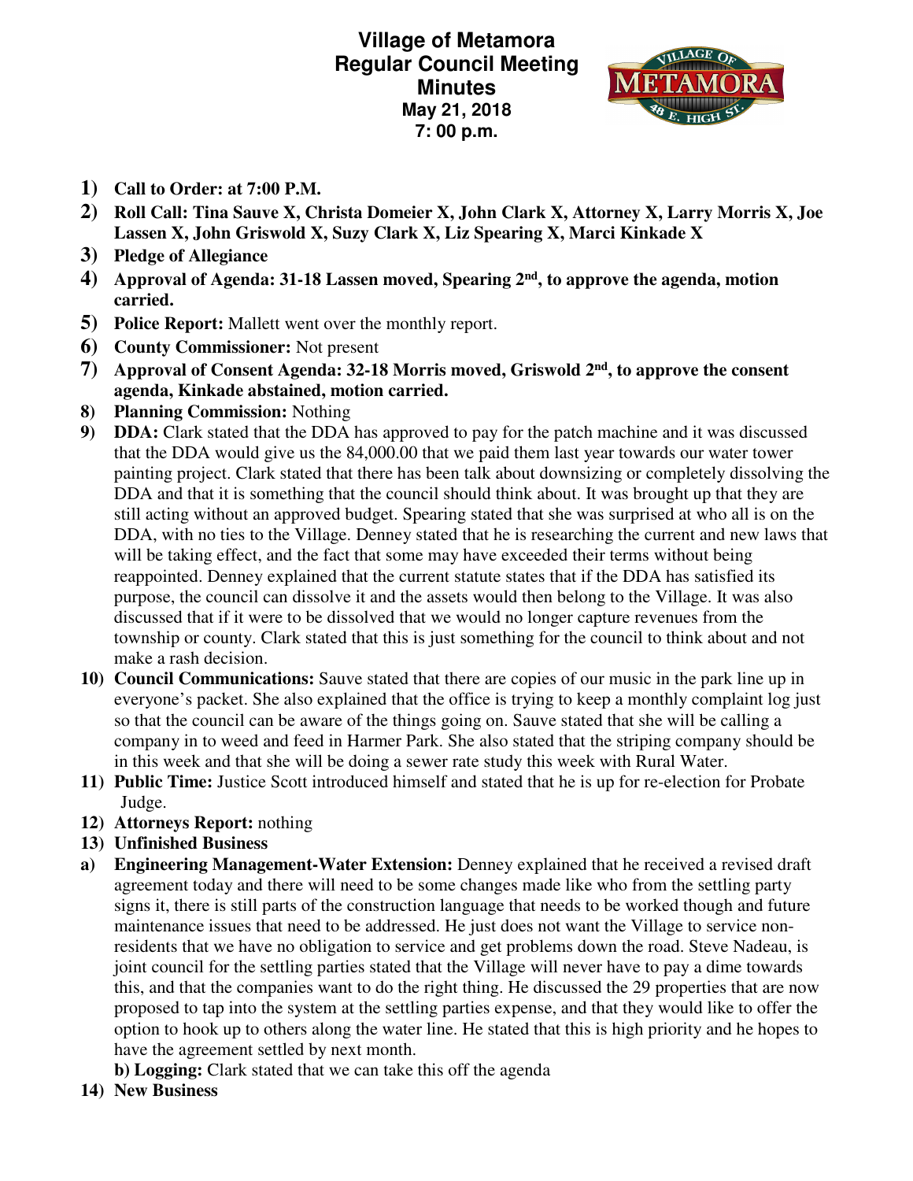# Village of Metamora
## Regular Council Meeting
## Minutes
**May 21, 2018**
**7: 00 p.m.**

1) **Call to Order: at 7:00 P.M.**
2) **Roll Call: Tina Sauve X, Christa Domeier X, John Clark X, Attorney X, Larry Morris X, Joe Lassen X, John Griswold X, Suzy Clark X, Liz Spearing X, Marci Kinkade X**
3) **Pledge of Allegiance**
4) **Approval of Agenda: 31-18 Lassen moved, Spearing 2nd, to approve the agenda, motion carried.**
5) **Police Report:** Mallett went over the monthly report.
6) **County Commissioner:** Not present
7) **Approval of Consent Agenda: 32-18 Morris moved, Griswold 2nd, to approve the consent agenda, Kinkade abstained, motion carried.**
8) **Planning Commission:** Nothing
9) **DDA:** Clark stated that the DDA has approved to pay for the patch machine and it was discussed that the DDA would give us the 84,000.00 that we paid them last year towards our water tower painting project. Clark stated that there has been talk about downsizing or completely dissolving the DDA and that it is something that the council should think about. It was brought up that they are still acting without an approved budget. Spearing stated that she was surprised at who all is on the DDA, with no ties to the Village. Denney stated that he is researching the current and new laws that will be taking effect, and the fact that some may have exceeded their terms without being reappointed. Denney explained that the current statute states that if the DDA has satisfied its purpose, the council can dissolve it and the assets would then belong to the Village. It was also discussed that if it were to be dissolved that we would no longer capture revenues from the township or county. Clark stated that this is just something for the council to think about and not make a rash decision.
10) **Council Communications:** Sauve stated that there are copies of our music in the park line up in everyone's packet. She also explained that the office is trying to keep a monthly complaint log just so that the council can be aware of the things going on. Sauve stated that she will be calling a company in to weed and feed in Harmer Park. She also stated that the striping company should be in this week and that she will be doing a sewer rate study this week with Rural Water.
11) **Public Time:** Justice Scott introduced himself and stated that he is up for re-election for Probate Judge.
12) **Attorneys Report:** nothing
13) **Unfinished Business**

a) **Engineering Management-Water Extension:** Denney explained that he received a revised draft agreement today and there will need to be some changes made like who from the settling party signs it, there is still parts of the construction language that needs to be worked though and future maintenance issues that need to be addressed. He just does not want the Village to service non-residents that we have no obligation to service and get problems down the road. Steve Nadeau, is joint council for the settling parties stated that the Village will never have to pay a dime towards this, and that the companies want to do the right thing. He discussed the 29 properties that are now proposed to tap into the system at the settling parties expense, and that they would like to offer the option to hook up to others along the water line. He stated that this is high priority and he hopes to have the agreement settled by next month.

**b) Logging:** Clark stated that we can take this off the agenda

14) **New Business**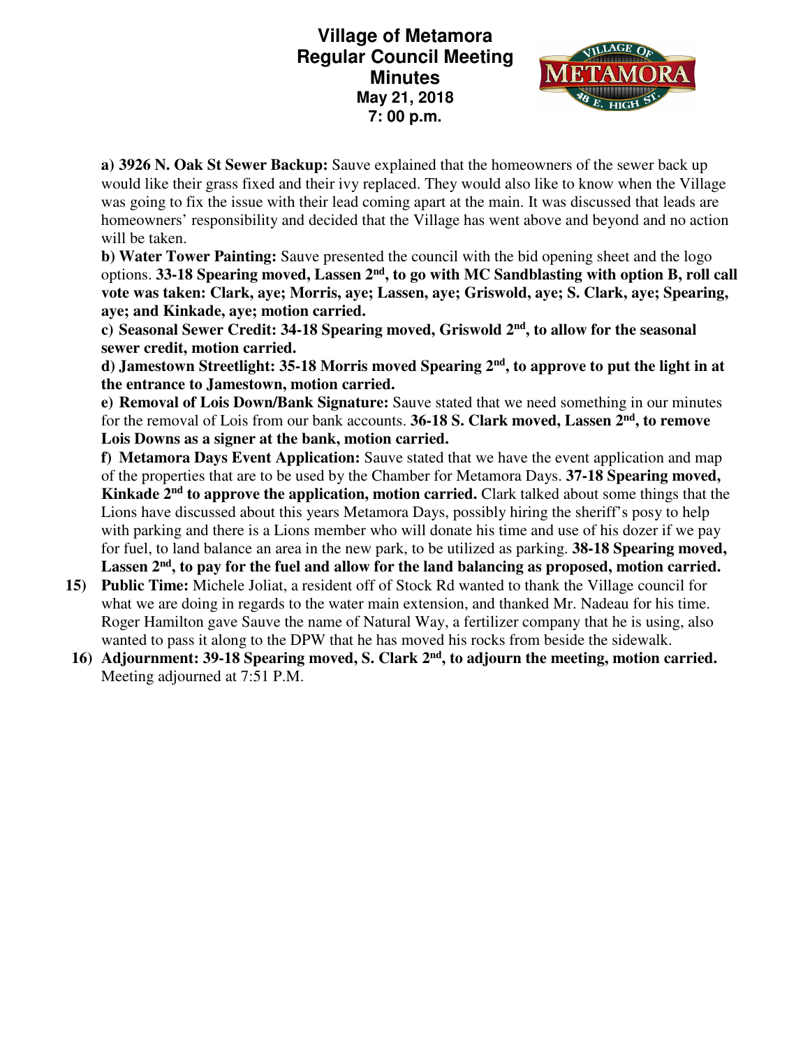**a) 3926 N. Oak St Sewer Backup:** Sauve explained that the homeowners of the sewer back up would like their grass fixed and their ivy replaced. They would also like to know when the Village was going to fix the issue with their lead coming apart at the main. It was discussed that leads are homeowners' responsibility and decided that the Village has went above and beyond and no action will be taken.

**b) Water Tower Painting:** Sauve presented the council with the bid opening sheet and the logo options. **33-18 Spearing moved, Lassen 2nd, to go with MC Sandblasting with option B, roll call vote was taken: Clark, aye; Morris, aye; Lassen, aye; Griswold, aye; S. Clark, aye; Spearing, aye; and Kinkade, aye; motion carried.**

**c) Seasonal Sewer Credit: 34-18 Spearing moved, Griswold 2nd, to allow for the seasonal sewer credit, motion carried.**

**d) Jamestown Streetlight: 35-18 Morris moved Spearing 2nd, to approve to put the light in at the entrance to Jamestown, motion carried.**

**e) Removal of Lois Down/Bank Signature:** Sauve stated that we need something in our minutes for the removal of Lois from our bank accounts. **36-18 S. Clark moved, Lassen 2nd, to remove Lois Downs as a signer at the bank, motion carried.**

**f) Metamora Days Event Application:** Sauve stated that we have the event application and map of the properties that are to be used by the Chamber for Metamora Days. **37-18 Spearing moved, Kinkade 2nd to approve the application, motion carried.** Clark talked about some things that the Lions have discussed about this years Metamora Days, possibly hiring the sheriff's posy to help with parking and there is a Lions member who will donate his time and use of his dozer if we pay for fuel, to land balance an area in the new park, to be utilized as parking. **38-18 Spearing moved, Lassen 2nd, to pay for the fuel and allow for the land balancing as proposed, motion carried.**

15) **Public Time:** Michele Joliat, a resident off of Stock Rd wanted to thank the Village council for what we are doing in regards to the water main extension, and thanked Mr. Nadeau for his time. Roger Hamilton gave Sauve the name of Natural Way, a fertilizer company that he is using, also wanted to pass it along to the DPW that he has moved his rocks from beside the sidewalk.

16) **Adjournment: 39-18 Spearing moved, S. Clark 2nd, to adjourn the meeting, motion carried.** Meeting adjourned at 7:51 P.M.